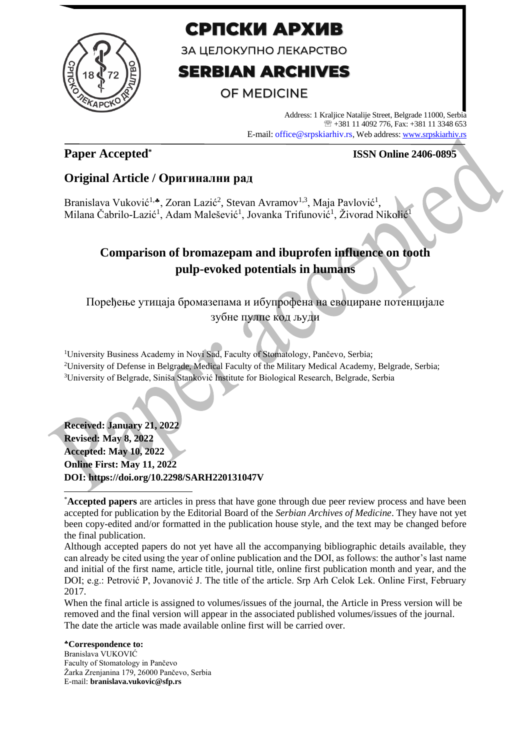# СРПСКИ АРХИВ

ЗА ЦЕЛОКУПНО ЛЕКАРСТВО

# SERBIAN ARCHIVES

OF MEDICINE

Address: 1 Kraljice Natalije Street, Belgrade 11000, Serbia
☏ +381 11 4092 776, Fax: +381 11 3348 653
E-mail: office@srpskiarhiv.rs, Web address: www.srpskiarhiv.rs

**Paper Accepted***

**ISSN Online 2406-0895**

## Original Article / Оригинални рад

Branislava Vuković[1,♣], Zoran Lazić[2], Stevan Avramov[1,3], Maja Pavlović[1], Milana Čabrilo-Lazić[1], Adam Malešević[1], Jovanka Trifunović[1], Živorad Nikolić[1]

# Comparison of bromazepam and ibuprofen influence on tooth pulp-evoked potentials in humans

Поређење утицаја бромазепама и ибупрофена на евоциране потенцијале зубне пулпе код људи

[1]University Business Academy in Novi Sad, Faculty of Stomatology, Pančevo, Serbia;
[2]University of Defense in Belgrade, Medical Faculty of the Military Medical Academy, Belgrade, Serbia;
[3]University of Belgrade, Siniša Stanković Institute for Biological Research, Belgrade, Serbia

**Received: January 21, 2022**
**Revised: May 8, 2022**
**Accepted: May 10, 2022**
**Online First: May 11, 2022**
**DOI: https://doi.org/10.2298/SARH220131047V**

*__Accepted papers__ are articles in press that have gone through due peer review process and have been accepted for publication by the Editorial Board of the *Serbian Archives of Medicine*. They have not yet been copy-edited and/or formatted in the publication house style, and the text may be changed before the final publication.

Although accepted papers do not yet have all the accompanying bibliographic details available, they can already be cited using the year of online publication and the DOI, as follows: the author's last name and initial of the first name, article title, journal title, online first publication month and year, and the DOI; e.g.: Petrović P, Jovanović J. The title of the article. Srp Arh Celok Lek. Online First, February 2017.

When the final article is assigned to volumes/issues of the journal, the Article in Press version will be removed and the final version will appear in the associated published volumes/issues of the journal. The date the article was made available online first will be carried over.

**♣Correspondence to:**
Branislava VUKOVIĆ
Faculty of Stomatology in Pančevo
Žarka Zrenjanina 179, 26000 Pančevo, Serbia
E-mail: **branislava.vukovic@sfp.rs**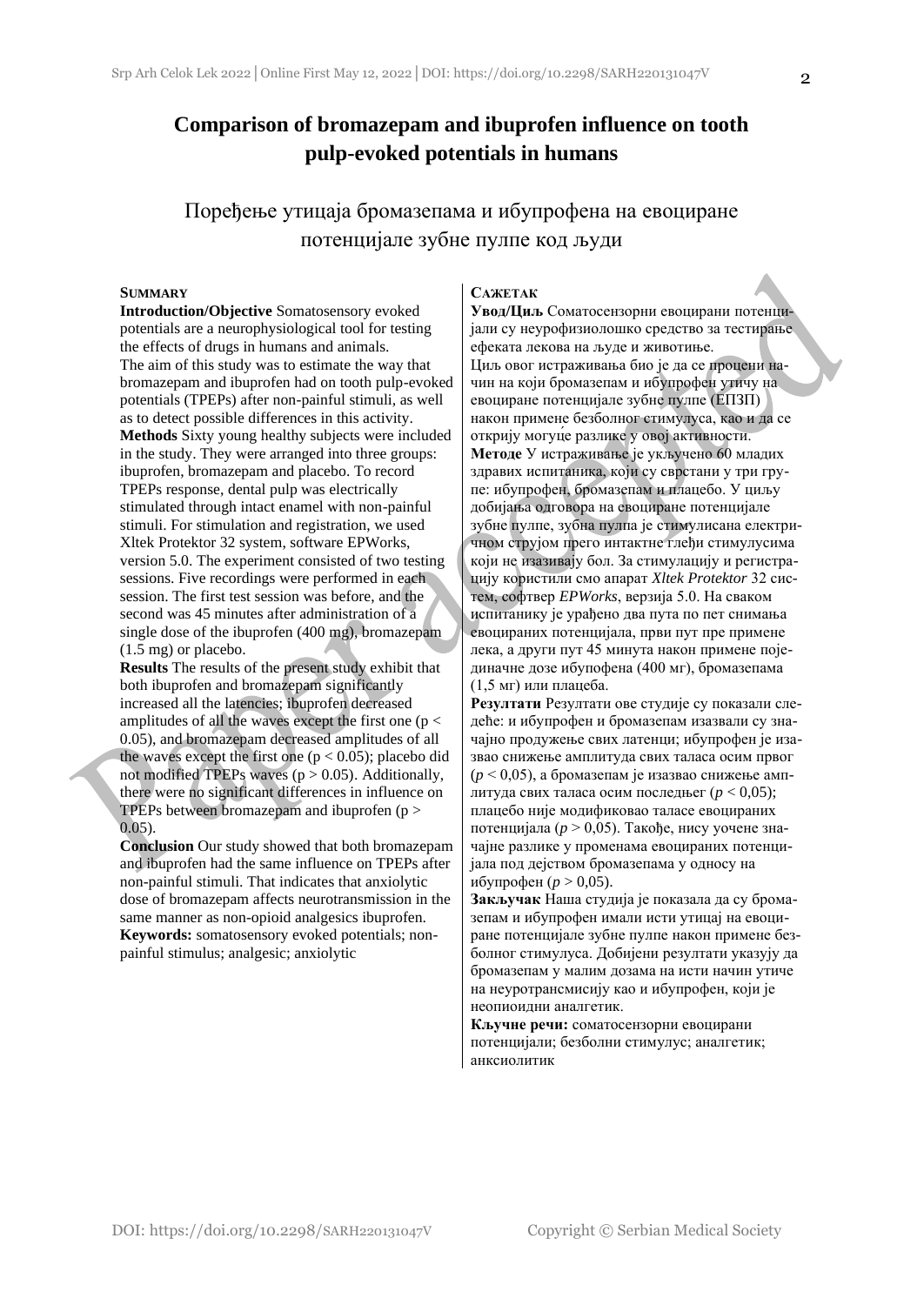# Comparison of bromazepam and ibuprofen influence on tooth pulp-evoked potentials in humans

## Поређење утицаја бромазепама и ибупрофена на евоциране потенцијале зубне пулпе код људи

**SUMMARY**

**Introduction/Objective** Somatosensory evoked potentials are a neurophysiological tool for testing the effects of drugs in humans and animals.
The aim of this study was to estimate the way that bromazepam and ibuprofen had on tooth pulp-evoked potentials (TPEPs) after non-painful stimuli, as well as to detect possible differences in this activity.

**Methods** Sixty young healthy subjects were included in the study. They were arranged into three groups: ibuprofen, bromazepam and placebo. To record TPEPs response, dental pulp was electrically stimulated through intact enamel with non-painful stimuli. For stimulation and registration, we used Xltek Protektor 32 system, software EPWorks, version 5.0. The experiment consisted of two testing sessions. Five recordings were performed in each session. The first test session was before, and the second was 45 minutes after administration of a single dose of the ibuprofen (400 mg), bromazepam (1.5 mg) or placebo.

**Results** The results of the present study exhibit that both ibuprofen and bromazepam significantly increased all the latencies; ibuprofen decreased amplitudes of all the waves except the first one ($p < 0.05$), and bromazepam decreased amplitudes of all the waves except the first one ($p < 0.05$); placebo did not modified TPEPs waves ($p > 0.05$). Additionally, there were no significant differences in influence on TPEPs between bromazepam and ibuprofen ($p > 0.05$).

**Conclusion** Our study showed that both bromazepam and ibuprofen had the same influence on TPEPs after non-painful stimuli. That indicates that anxiolytic dose of bromazepam affects neurotransmission in the same manner as non-opioid analgesics ibuprofen.

**Keywords:** somatosensory evoked potentials; non-painful stimulus; analgesic; anxiolytic

**САЖЕТАК**

**Увод/Циљ** Соматосензорни евоцирани потенцијали су неурофизиолошко средство за тестирање ефеката лекова на људе и животиње.
Циљ овог истраживања био је да се процени начин на који бромазепам и ибупрофен утичу на евоциране потенцијале зубне пулпе (ЕПЗП) након примене безболног стимулуса, као и да се открију могуће разлике у овој активности.

**Методе** У истраживање је укључено 60 младих здравих испитаника, који су сврстани у три групе: ибупрофен, бромазепам и плацебо. У циљу добијања одговора на евоциране потенцијале зубне пулпе, зубна пулпа је стимулисана електричном струјом прего интактне глеђи стимулусима који не изазивају бол. За стимулацију и регистрацију користили смо апарат *Xltek Protektor* 32 систем, софтвер *EPWorks*, верзија 5.0. На сваком испитанику је урађено два пута по пет снимања евоцираних потенцијала, први пут пре примене лека, а други пут 45 минута након примене појединачне дозе ибупофена (400 мг), бромазепама (1,5 мг) или плацеба.

**Резултати** Резултати ове студије су показали следеће: и ибупрофен и бромазепам изазвали су значајно продужење свих латенци; ибупрофен је изазвао снижење амплитуда свих таласа осим првог ($p < 0,05$), а бромазепам је изазвао снижење амплитуда свих таласа осим последњег ($p < 0,05$); плацебо није модификовао таласе евоцираних потенцијала ($p > 0,05$). Такође, нису уочене значајне разлике у променама евоцираних потенцијала под дејством бромазепама у односу на ибупрофен ($p > 0,05$).

**Закључак** Наша студија је показала да су бромазепам и ибупрофен имали исти утицај на евоциране потенцијале зубне пулпе након примене безболног стимулуса. Добијени резултати указују да бромазепам у малим дозама на исти начин утиче на неуротрансмисију као и ибупрофен, који је неопиоидни аналгетик.

**Кључне речи:** соматосензорни евоцирани потенцијали; безболни стимулус; аналгетик; анксиолитик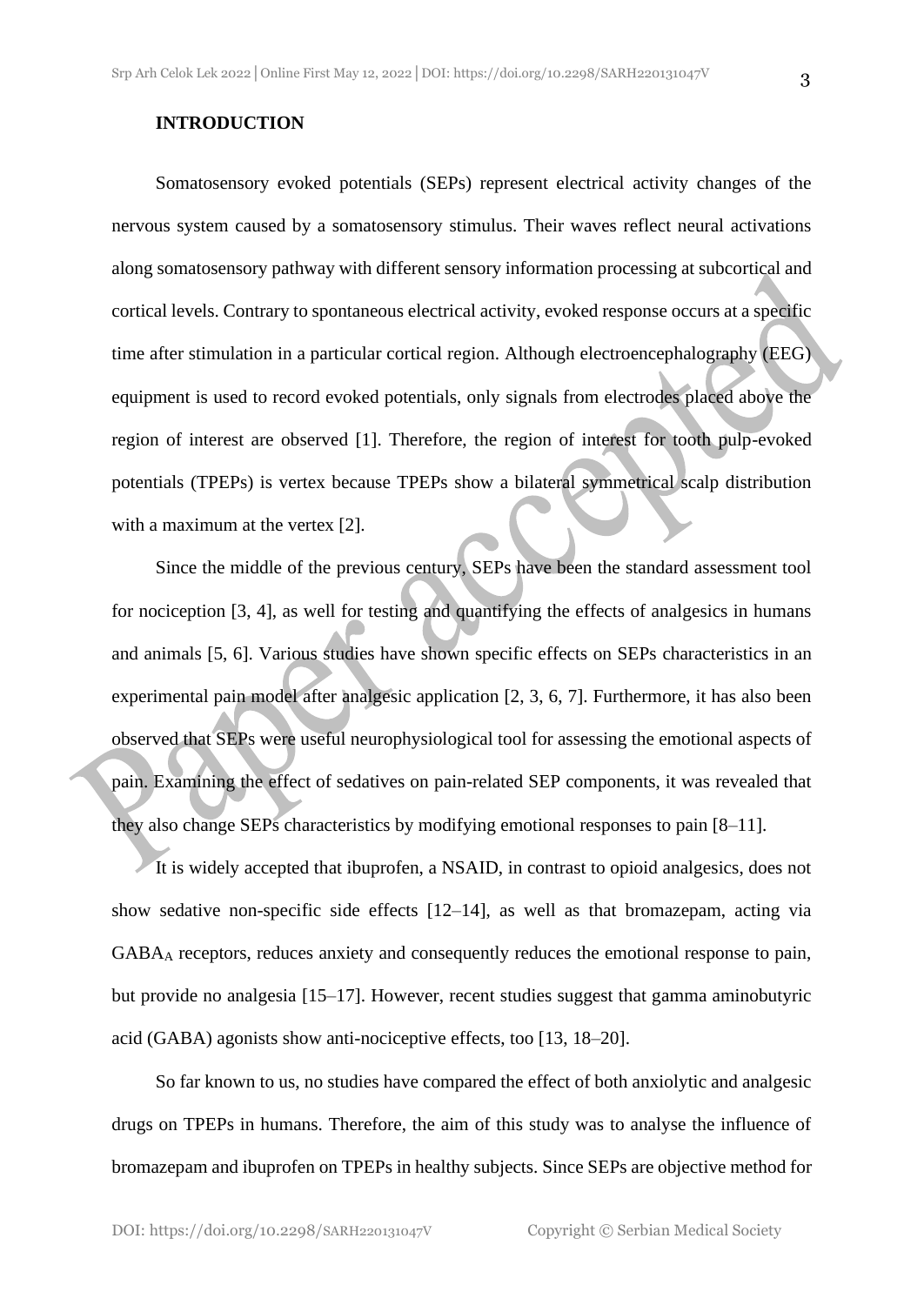## INTRODUCTION

Somatosensory evoked potentials (SEPs) represent electrical activity changes of the nervous system caused by a somatosensory stimulus. Their waves reflect neural activations along somatosensory pathway with different sensory information processing at subcortical and cortical levels. Contrary to spontaneous electrical activity, evoked response occurs at a specific time after stimulation in a particular cortical region. Although electroencephalography (EEG) equipment is used to record evoked potentials, only signals from electrodes placed above the region of interest are observed [1]. Therefore, the region of interest for tooth pulp-evoked potentials (TPEPs) is vertex because TPEPs show a bilateral symmetrical scalp distribution with a maximum at the vertex [2].

Since the middle of the previous century, SEPs have been the standard assessment tool for nociception [3, 4], as well for testing and quantifying the effects of analgesics in humans and animals [5, 6]. Various studies have shown specific effects on SEPs characteristics in an experimental pain model after analgesic application [2, 3, 6, 7]. Furthermore, it has also been observed that SEPs were useful neurophysiological tool for assessing the emotional aspects of pain. Examining the effect of sedatives on pain-related SEP components, it was revealed that they also change SEPs characteristics by modifying emotional responses to pain [8–11].

It is widely accepted that ibuprofen, a NSAID, in contrast to opioid analgesics, does not show sedative non-specific side effects [12–14], as well as that bromazepam, acting via $GABA_A$ receptors, reduces anxiety and consequently reduces the emotional response to pain, but provide no analgesia [15–17]. However, recent studies suggest that gamma aminobutyric acid (GABA) agonists show anti-nociceptive effects, too [13, 18–20].

So far known to us, no studies have compared the effect of both anxiolytic and analgesic drugs on TPEPs in humans. Therefore, the aim of this study was to analyse the influence of bromazepam and ibuprofen on TPEPs in healthy subjects. Since SEPs are objective method for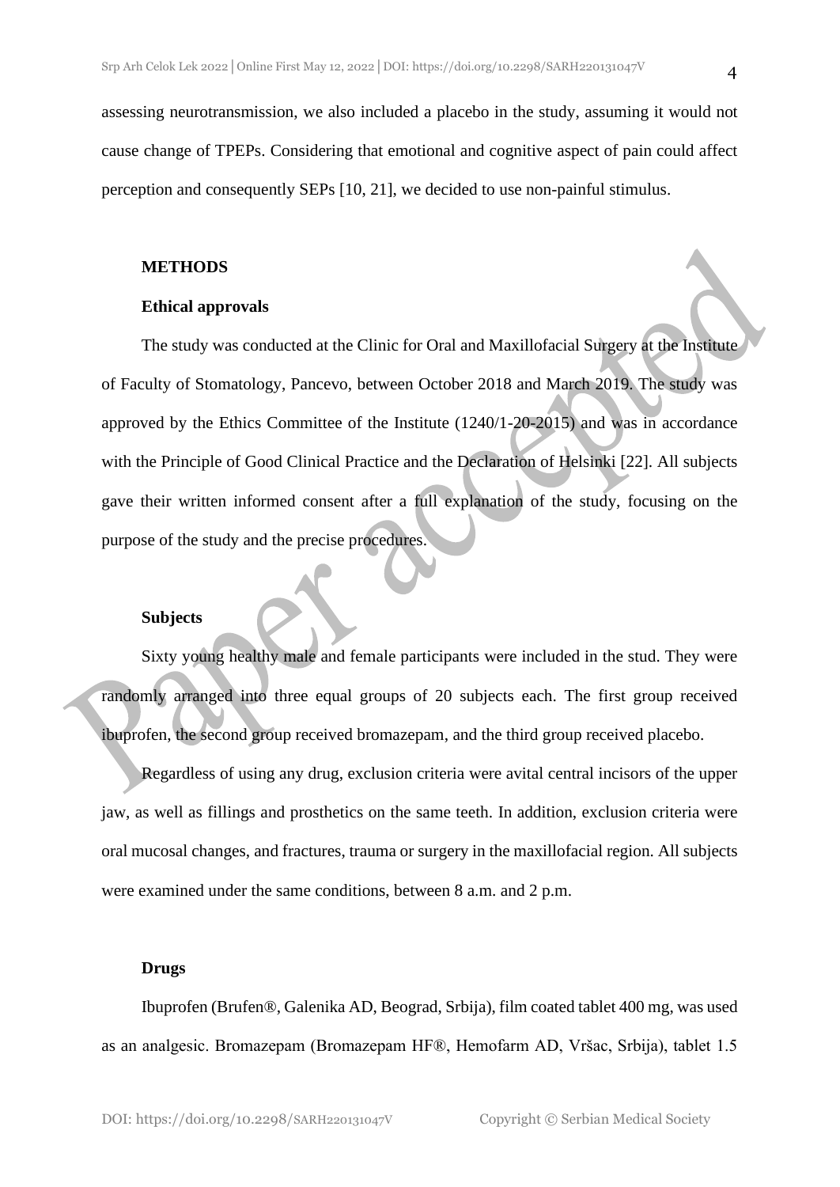assessing neurotransmission, we also included a placebo in the study, assuming it would not cause change of TPEPs. Considering that emotional and cognitive aspect of pain could affect perception and consequently SEPs [10, 21], we decided to use non-painful stimulus.

## METHODS

### Ethical approvals

The study was conducted at the Clinic for Oral and Maxillofacial Surgery at the Institute of Faculty of Stomatology, Pancevo, between October 2018 and March 2019. The study was approved by the Ethics Committee of the Institute (1240/1-20-2015) and was in accordance with the Principle of Good Clinical Practice and the Declaration of Helsinki [22]. All subjects gave their written informed consent after a full explanation of the study, focusing on the purpose of the study and the precise procedures.

### Subjects

Sixty young healthy male and female participants were included in the stud. They were randomly arranged into three equal groups of 20 subjects each. The first group received ibuprofen, the second group received bromazepam, and the third group received placebo.

Regardless of using any drug, exclusion criteria were avital central incisors of the upper jaw, as well as fillings and prosthetics on the same teeth. In addition, exclusion criteria were oral mucosal changes, and fractures, trauma or surgery in the maxillofacial region. All subjects were examined under the same conditions, between 8 a.m. and 2 p.m.

### Drugs

Ibuprofen (Brufen®, Galenika AD, Beograd, Srbija), film coated tablet 400 mg, was used as an analgesic. Bromazepam (Bromazepam HF®, Hemofarm AD, Vršac, Srbija), tablet 1.5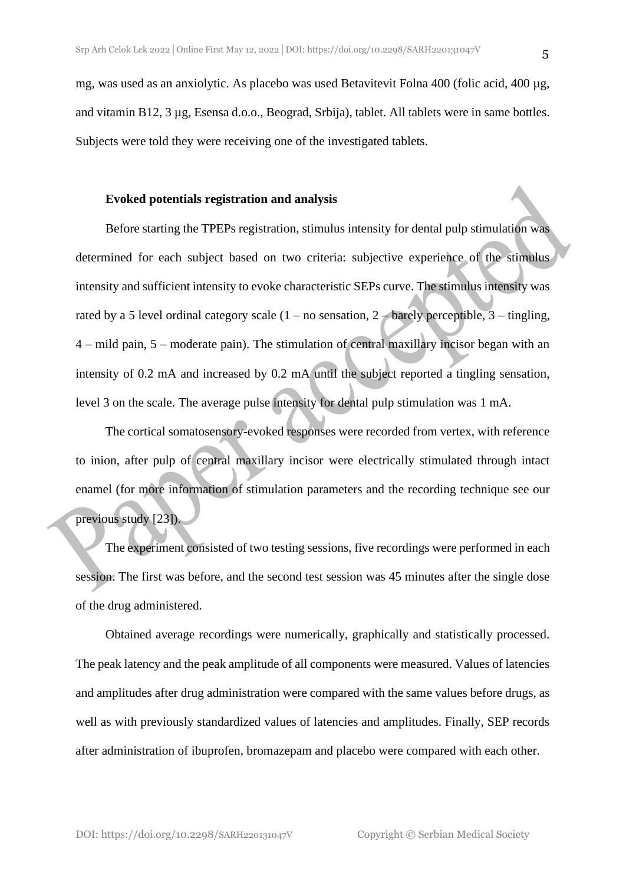mg, was used as an anxiolytic. As placebo was used Betavitevit Folna 400 (folic acid, 400 µg, and vitamin B12, 3 µg, Esensa d.o.o., Beograd, Srbija), tablet. All tablets were in same bottles. Subjects were told they were receiving one of the investigated tablets.

**Evoked potentials registration and analysis**

Before starting the TPEPs registration, stimulus intensity for dental pulp stimulation was determined for each subject based on two criteria: subjective experience of the stimulus intensity and sufficient intensity to evoke characteristic SEPs curve. The stimulus intensity was rated by a 5 level ordinal category scale (1 – no sensation, 2 – barely perceptible, 3 – tingling, 4 – mild pain, 5 – moderate pain). The stimulation of central maxillary incisor began with an intensity of 0.2 mA and increased by 0.2 mA until the subject reported a tingling sensation, level 3 on the scale. The average pulse intensity for dental pulp stimulation was 1 mA.

The cortical somatosensory-evoked responses were recorded from vertex, with reference to inion, after pulp of central maxillary incisor were electrically stimulated through intact enamel (for more information of stimulation parameters and the recording technique see our previous study [23]).

The experiment consisted of two testing sessions, five recordings were performed in each session. The first was before, and the second test session was 45 minutes after the single dose of the drug administered.

Obtained average recordings were numerically, graphically and statistically processed. The peak latency and the peak amplitude of all components were measured. Values of latencies and amplitudes after drug administration were compared with the same values before drugs, as well as with previously standardized values of latencies and amplitudes. Finally, SEP records after administration of ibuprofen, bromazepam and placebo were compared with each other.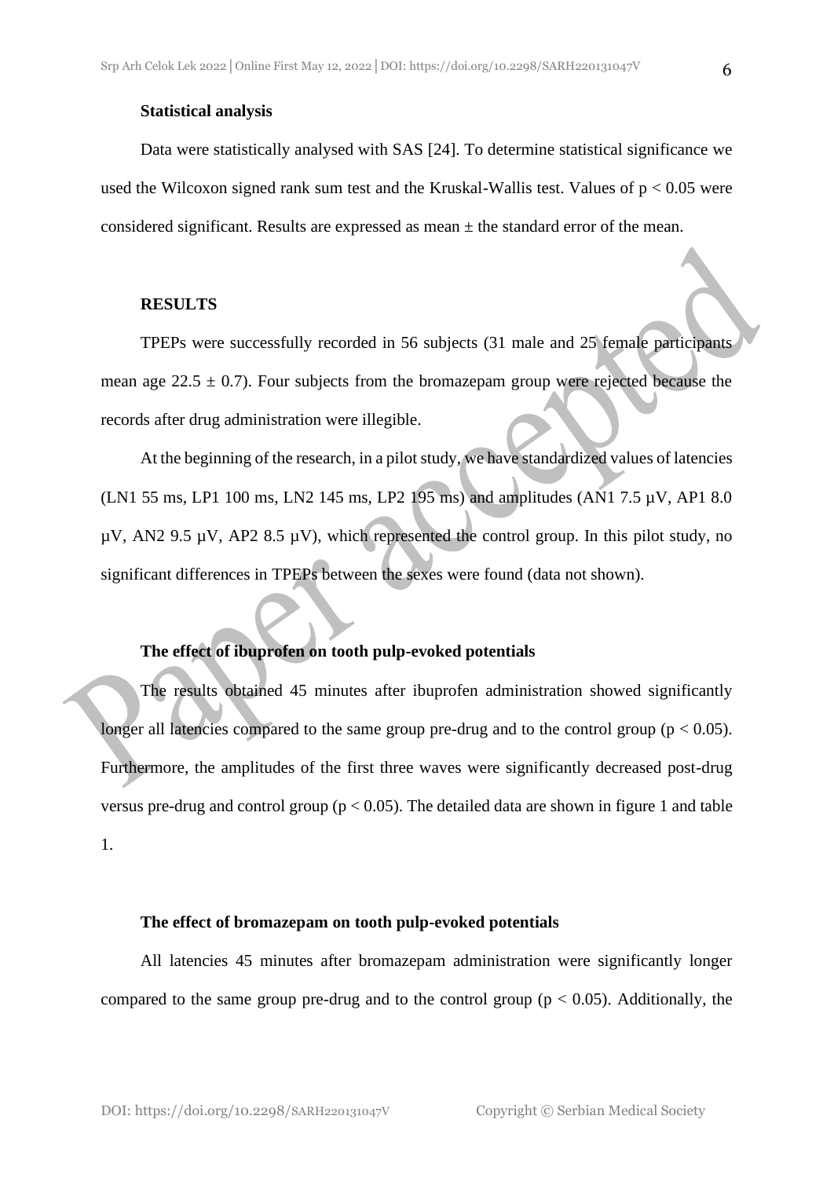### Statistical analysis

Data were statistically analysed with SAS [24]. To determine statistical significance we used the Wilcoxon signed rank sum test and the Kruskal-Wallis test. Values of $p < 0.05$ were considered significant. Results are expressed as mean ± the standard error of the mean.

## RESULTS

TPEPs were successfully recorded in 56 subjects (31 male and 25 female participants mean age 22.5 ± 0.7). Four subjects from the bromazepam group were rejected because the records after drug administration were illegible.

At the beginning of the research, in a pilot study, we have standardized values of latencies (LN1 55 ms, LP1 100 ms, LN2 145 ms, LP2 195 ms) and amplitudes (AN1 7.5 µV, AP1 8.0 µV, AN2 9.5 µV, AP2 8.5 µV), which represented the control group. In this pilot study, no significant differences in TPEPs between the sexes were found (data not shown).

### The effect of ibuprofen on tooth pulp-evoked potentials

The results obtained 45 minutes after ibuprofen administration showed significantly longer all latencies compared to the same group pre-drug and to the control group ($p < 0.05$). Furthermore, the amplitudes of the first three waves were significantly decreased post-drug versus pre-drug and control group ($p < 0.05$). The detailed data are shown in figure 1 and table 1.

### The effect of bromazepam on tooth pulp-evoked potentials

All latencies 45 minutes after bromazepam administration were significantly longer compared to the same group pre-drug and to the control group ($p < 0.05$). Additionally, the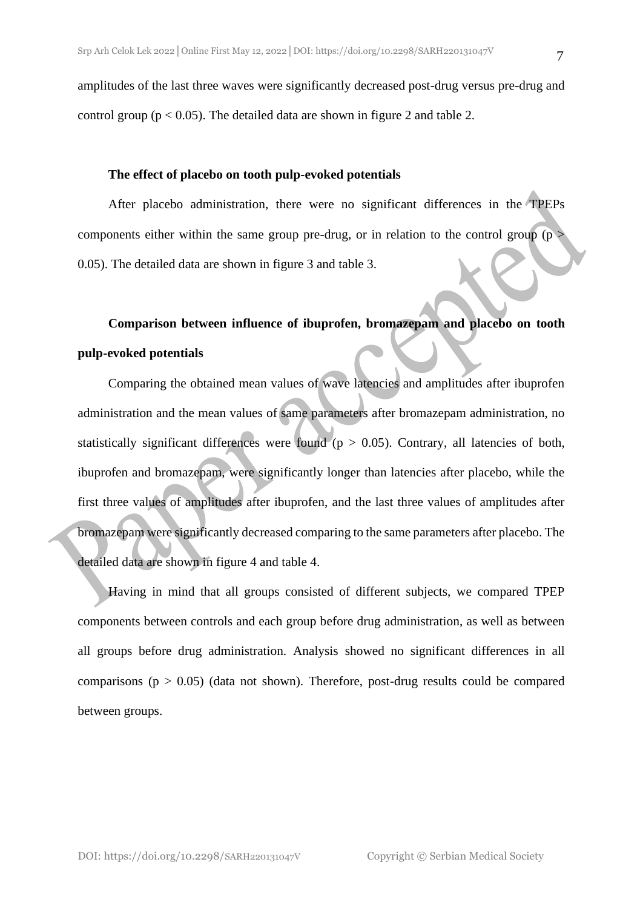amplitudes of the last three waves were significantly decreased post-drug versus pre-drug and control group ($p < 0.05$). The detailed data are shown in figure 2 and table 2.

**The effect of placebo on tooth pulp-evoked potentials**

After placebo administration, there were no significant differences in the TPEPs components either within the same group pre-drug, or in relation to the control group ($p > 0.05$). The detailed data are shown in figure 3 and table 3.

**Comparison between influence of ibuprofen, bromazepam and placebo on tooth pulp-evoked potentials**

Comparing the obtained mean values of wave latencies and amplitudes after ibuprofen administration and the mean values of same parameters after bromazepam administration, no statistically significant differences were found ($p > 0.05$). Contrary, all latencies of both, ibuprofen and bromazepam, were significantly longer than latencies after placebo, while the first three values of amplitudes after ibuprofen, and the last three values of amplitudes after bromazepam were significantly decreased comparing to the same parameters after placebo. The detailed data are shown in figure 4 and table 4.

Having in mind that all groups consisted of different subjects, we compared TPEP components between controls and each group before drug administration, as well as between all groups before drug administration. Analysis showed no significant differences in all comparisons ($p > 0.05$) (data not shown). Therefore, post-drug results could be compared between groups.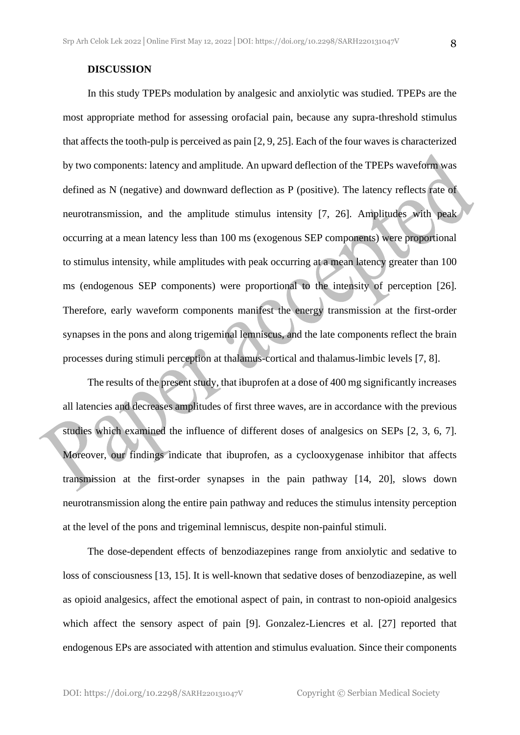**DISCUSSION**

In this study TPEPs modulation by analgesic and anxiolytic was studied. TPEPs are the most appropriate method for assessing orofacial pain, because any supra-threshold stimulus that affects the tooth-pulp is perceived as pain [2, 9, 25]. Each of the four waves is characterized by two components: latency and amplitude. An upward deflection of the TPEPs waveform was defined as N (negative) and downward deflection as P (positive). The latency reflects rate of neurotransmission, and the amplitude stimulus intensity [7, 26]. Amplitudes with peak occurring at a mean latency less than 100 ms (exogenous SEP components) were proportional to stimulus intensity, while amplitudes with peak occurring at a mean latency greater than 100 ms (endogenous SEP components) were proportional to the intensity of perception [26]. Therefore, early waveform components manifest the energy transmission at the first-order synapses in the pons and along trigeminal lemniscus, and the late components reflect the brain processes during stimuli perception at thalamus-cortical and thalamus-limbic levels [7, 8].

The results of the present study, that ibuprofen at a dose of 400 mg significantly increases all latencies and decreases amplitudes of first three waves, are in accordance with the previous studies which examined the influence of different doses of analgesics on SEPs [2, 3, 6, 7]. Moreover, our findings indicate that ibuprofen, as a cyclooxygenase inhibitor that affects transmission at the first-order synapses in the pain pathway [14, 20], slows down neurotransmission along the entire pain pathway and reduces the stimulus intensity perception at the level of the pons and trigeminal lemniscus, despite non-painful stimuli.

The dose-dependent effects of benzodiazepines range from anxiolytic and sedative to loss of consciousness [13, 15]. It is well-known that sedative doses of benzodiazepine, as well as opioid analgesics, affect the emotional aspect of pain, in contrast to non-opioid analgesics which affect the sensory aspect of pain [9]. Gonzalez-Liencres et al. [27] reported that endogenous EPs are associated with attention and stimulus evaluation. Since their components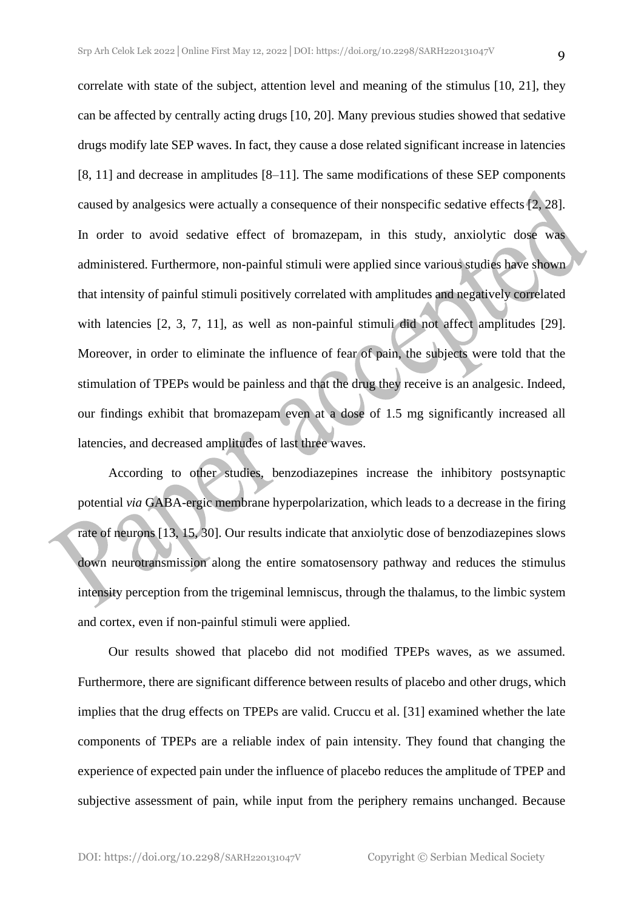correlate with state of the subject, attention level and meaning of the stimulus [10, 21], they can be affected by centrally acting drugs [10, 20]. Many previous studies showed that sedative drugs modify late SEP waves. In fact, they cause a dose related significant increase in latencies [8, 11] and decrease in amplitudes [8–11]. The same modifications of these SEP components caused by analgesics were actually a consequence of their nonspecific sedative effects [2, 28]. In order to avoid sedative effect of bromazepam, in this study, anxiolytic dose was administered. Furthermore, non-painful stimuli were applied since various studies have shown that intensity of painful stimuli positively correlated with amplitudes and negatively correlated with latencies [2, 3, 7, 11], as well as non-painful stimuli did not affect amplitudes [29]. Moreover, in order to eliminate the influence of fear of pain, the subjects were told that the stimulation of TPEPs would be painless and that the drug they receive is an analgesic. Indeed, our findings exhibit that bromazepam even at a dose of 1.5 mg significantly increased all latencies, and decreased amplitudes of last three waves.

According to other studies, benzodiazepines increase the inhibitory postsynaptic potential *via* GABA-ergic membrane hyperpolarization, which leads to a decrease in the firing rate of neurons [13, 15, 30]. Our results indicate that anxiolytic dose of benzodiazepines slows down neurotransmission along the entire somatosensory pathway and reduces the stimulus intensity perception from the trigeminal lemniscus, through the thalamus, to the limbic system and cortex, even if non-painful stimuli were applied.

Our results showed that placebo did not modified TPEPs waves, as we assumed. Furthermore, there are significant difference between results of placebo and other drugs, which implies that the drug effects on TPEPs are valid. Cruccu et al. [31] examined whether the late components of TPEPs are a reliable index of pain intensity. They found that changing the experience of expected pain under the influence of placebo reduces the amplitude of TPEP and subjective assessment of pain, while input from the periphery remains unchanged. Because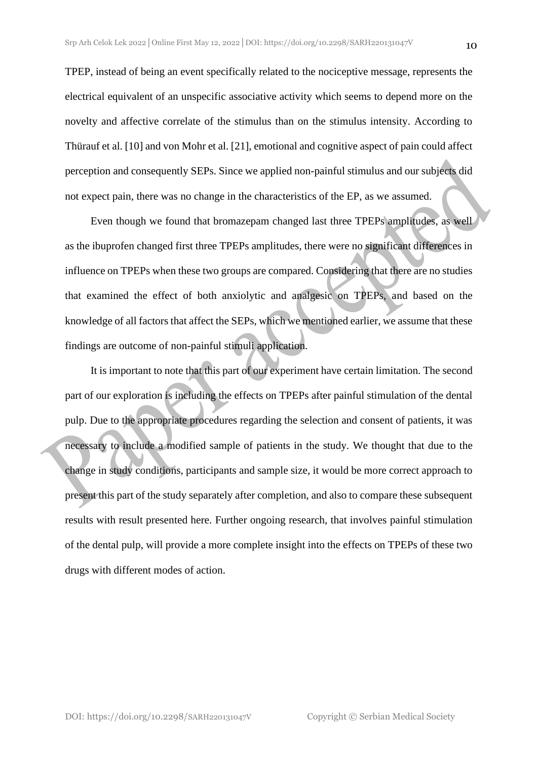TPEP, instead of being an event specifically related to the nociceptive message, represents the electrical equivalent of an unspecific associative activity which seems to depend more on the novelty and affective correlate of the stimulus than on the stimulus intensity. According to Thürauf et al. [10] and von Mohr et al. [21], emotional and cognitive aspect of pain could affect perception and consequently SEPs. Since we applied non-painful stimulus and our subjects did not expect pain, there was no change in the characteristics of the EP, as we assumed.

Even though we found that bromazepam changed last three TPEPs amplitudes, as well as the ibuprofen changed first three TPEPs amplitudes, there were no significant differences in influence on TPEPs when these two groups are compared. Considering that there are no studies that examined the effect of both anxiolytic and analgesic on TPEPs, and based on the knowledge of all factors that affect the SEPs, which we mentioned earlier, we assume that these findings are outcome of non-painful stimuli application.

It is important to note that this part of our experiment have certain limitation. The second part of our exploration is including the effects on TPEPs after painful stimulation of the dental pulp. Due to the appropriate procedures regarding the selection and consent of patients, it was necessary to include a modified sample of patients in the study. We thought that due to the change in study conditions, participants and sample size, it would be more correct approach to present this part of the study separately after completion, and also to compare these subsequent results with result presented here. Further ongoing research, that involves painful stimulation of the dental pulp, will provide a more complete insight into the effects on TPEPs of these two drugs with different modes of action.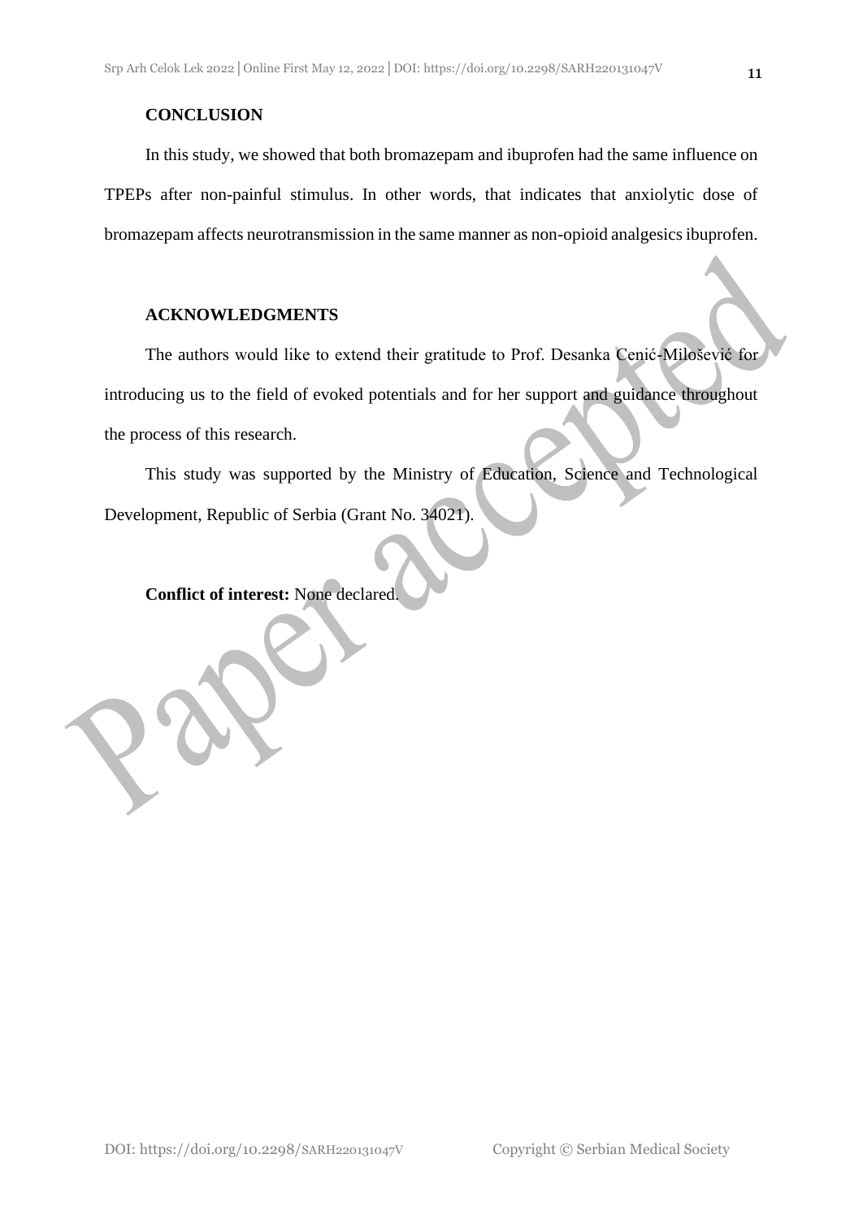## CONCLUSION

In this study, we showed that both bromazepam and ibuprofen had the same influence on TPEPs after non-painful stimulus. In other words, that indicates that anxiolytic dose of bromazepam affects neurotransmission in the same manner as non-opioid analgesics ibuprofen.

## ACKNOWLEDGMENTS

The authors would like to extend their gratitude to Prof. Desanka Cenić-Milošević for introducing us to the field of evoked potentials and for her support and guidance throughout the process of this research.

This study was supported by the Ministry of Education, Science and Technological Development, Republic of Serbia (Grant No. 34021).

**Conflict of interest:** None declared.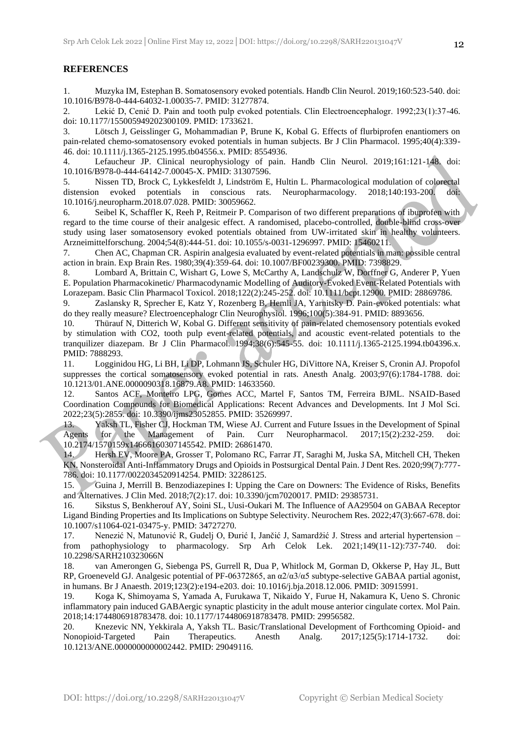## REFERENCES

1. Muzyka IM, Estephan B. Somatosensory evoked potentials. Handb Clin Neurol. 2019;160:523-540. doi: 10.1016/B978-0-444-64032-1.00035-7. PMID: 31277874.
2. Lekić D, Cenić D. Pain and tooth pulp evoked potentials. Clin Electroencephalogr. 1992;23(1):37-46. doi: 10.1177/155005949202300109. PMID: 1733621.
3. Lötsch J, Geisslinger G, Mohammadian P, Brune K, Kobal G. Effects of flurbiprofen enantiomers on pain-related chemo-somatosensory evoked potentials in human subjects. Br J Clin Pharmacol. 1995;40(4):339-46. doi: 10.1111/j.1365-2125.1995.tb04556.x. PMID: 8554936.
4. Lefaucheur JP. Clinical neurophysiology of pain. Handb Clin Neurol. 2019;161:121-148. doi: 10.1016/B978-0-444-64142-7.00045-X. PMID: 31307596.
5. Nissen TD, Brock C, Lykkesfeldt J, Lindström E, Hultin L. Pharmacological modulation of colorectal distension evoked potentials in conscious rats. Neuropharmacology. 2018;140:193-200. doi: 10.1016/j.neuropharm.2018.07.028. PMID: 30059662.
6. Seibel K, Schaffler K, Reeh P, Reitmeir P. Comparison of two different preparations of ibuprofen with regard to the time course of their analgesic effect. A randomised, placebo-controlled, double-blind cross-over study using laser somatosensory evoked potentials obtained from UW-irritated skin in healthy volunteers. Arzneimittelforschung. 2004;54(8):444-51. doi: 10.1055/s-0031-1296997. PMID: 15460211.
7. Chen AC, Chapman CR. Aspirin analgesia evaluated by event-related potentials in man: possible central action in brain. Exp Brain Res. 1980;39(4):359-64. doi: 10.1007/BF00239300. PMID: 7398829.
8. Lombard A, Brittain C, Wishart G, Lowe S, McCarthy A, Landschulz W, Dorffner G, Anderer P, Yuen E. Population Pharmacokinetic/ Pharmacodynamic Modelling of Auditory-Evoked Event-Related Potentials with Lorazepam. Basic Clin Pharmacol Toxicol. 2018;122(2):245-252. doi: 10.1111/bcpt.12900. PMID: 28869786.
9. Zaslansky R, Sprecher E, Katz Y, Rozenberg B, Hemli JA, Yarnitsky D. Pain-evoked potentials: what do they really measure? Electroencephalogr Clin Neurophysiol. 1996;100(5):384-91. PMID: 8893656.
10. Thürauf N, Ditterich W, Kobal G. Different sensitivity of pain-related chemosensory potentials evoked by stimulation with CO2, tooth pulp event-related potentials, and acoustic event-related potentials to the tranquilizer diazepam. Br J Clin Pharmacol. 1994;38(6):545-55. doi: 10.1111/j.1365-2125.1994.tb04396.x. PMID: 7888293.
11. Logginidou HG, Li BH, Li DP, Lohmann JS, Schuler HG, DiVittore NA, Kreiser S, Cronin AJ. Propofol suppresses the cortical somatosensory evoked potential in rats. Anesth Analg. 2003;97(6):1784-1788. doi: 10.1213/01.ANE.0000090318.16879.A8. PMID: 14633560.
12. Santos ACF, Monteiro LPG, Gomes ACC, Martel F, Santos TM, Ferreira BJML. NSAID-Based Coordination Compounds for Biomedical Applications: Recent Advances and Developments. Int J Mol Sci. 2022;23(5):2855. doi: 10.3390/ijms23052855. PMID: 35269997.
13. Yaksh TL, Fisher CJ, Hockman TM, Wiese AJ. Current and Future Issues in the Development of Spinal Agents for the Management of Pain. Curr Neuropharmacol. 2017;15(2):232-259. doi: 10.2174/1570159x14666160307145542. PMID: 26861470.
14. Hersh EV, Moore PA, Grosser T, Polomano RC, Farrar JT, Saraghi M, Juska SA, Mitchell CH, Theken KN. Nonsteroidal Anti-Inflammatory Drugs and Opioids in Postsurgical Dental Pain. J Dent Res. 2020;99(7):777-786. doi: 10.1177/0022034520914254. PMID: 32286125.
15. Guina J, Merrill B. Benzodiazepines I: Upping the Care on Downers: The Evidence of Risks, Benefits and Alternatives. J Clin Med. 2018;7(2):17. doi: 10.3390/jcm7020017. PMID: 29385731.
16. Sikstus S, Benkherouf AY, Soini SL, Uusi-Oukari M. The Influence of AA29504 on GABAA Receptor Ligand Binding Properties and Its Implications on Subtype Selectivity. Neurochem Res. 2022;47(3):667-678. doi: 10.1007/s11064-021-03475-y. PMID: 34727270.
17. Nenezić N, Matunović R, Gudelj O, Đurić I, Jančić J, Samardžić J. Stress and arterial hypertension – from pathophysiology to pharmacology. Srp Arh Celok Lek. 2021;149(11-12):737-740. doi: 10.2298/SARH210323066N
18. van Amerongen G, Siebenga PS, Gurrell R, Dua P, Whitlock M, Gorman D, Okkerse P, Hay JL, Butt RP, Groeneveld GJ. Analgesic potential of PF-06372865, an α2/α3/α5 subtype-selective GABAA partial agonist, in humans. Br J Anaesth. 2019;123(2):e194-e203. doi: 10.1016/j.bja.2018.12.006. PMID: 30915991.
19. Koga K, Shimoyama S, Yamada A, Furukawa T, Nikaido Y, Furue H, Nakamura K, Ueno S. Chronic inflammatory pain induced GABAergic synaptic plasticity in the adult mouse anterior cingulate cortex. Mol Pain. 2018;14:1744806918783478. doi: 10.1177/1744806918783478. PMID: 29956582.
20. Knezevic NN, Yekkirala A, Yaksh TL. Basic/Translational Development of Forthcoming Opioid- and Nonopioid-Targeted Pain Therapeutics. Anesth Analg. 2017;125(5):1714-1732. doi: 10.1213/ANE.0000000000002442. PMID: 29049116.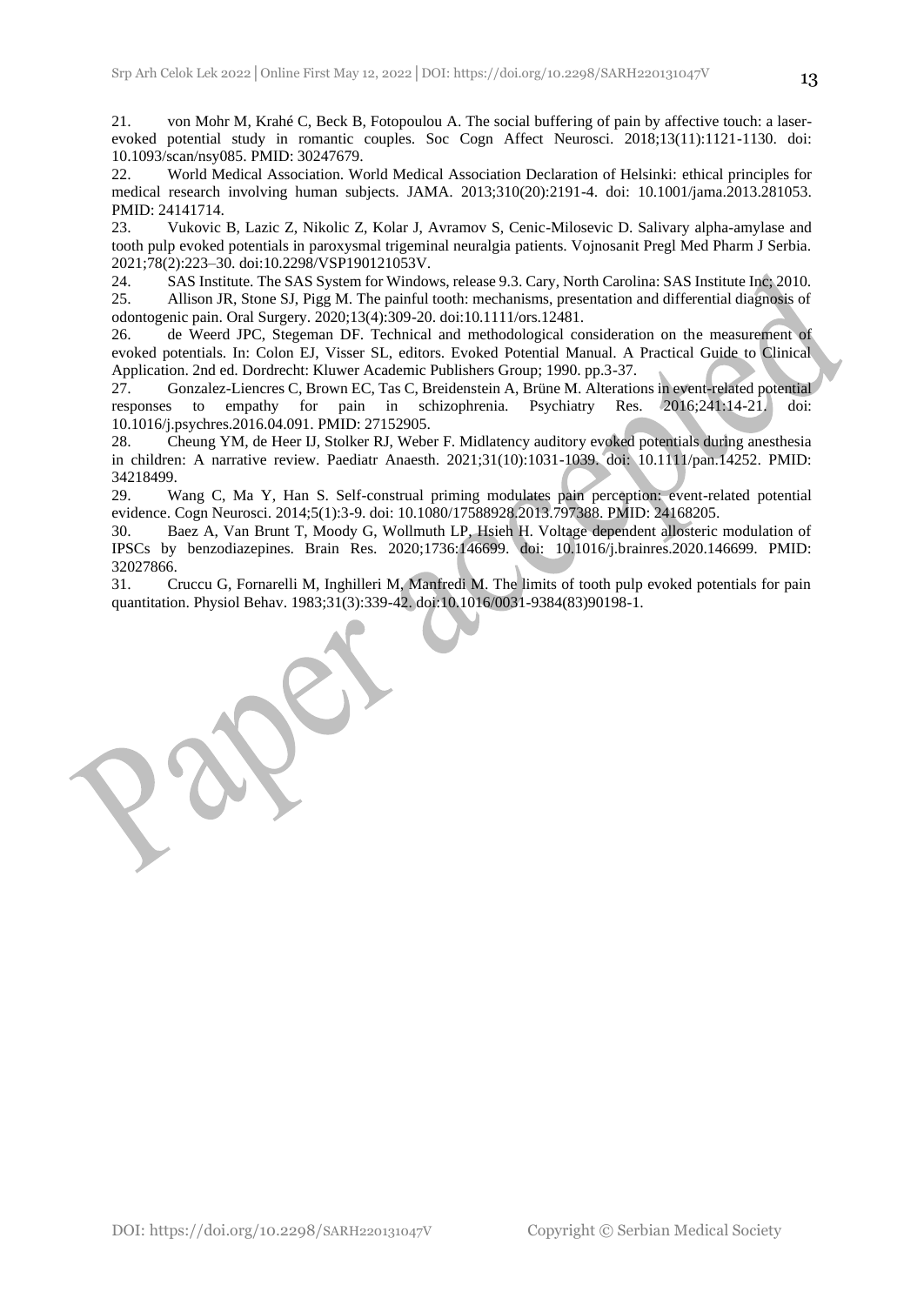21. von Mohr M, Krahé C, Beck B, Fotopoulou A. The social buffering of pain by affective touch: a laser-evoked potential study in romantic couples. Soc Cogn Affect Neurosci. 2018;13(11):1121-1130. doi: 10.1093/scan/nsy085. PMID: 30247679.

22. World Medical Association. World Medical Association Declaration of Helsinki: ethical principles for medical research involving human subjects. JAMA. 2013;310(20):2191-4. doi: 10.1001/jama.2013.281053. PMID: 24141714.

23. Vukovic B, Lazic Z, Nikolic Z, Kolar J, Avramov S, Cenic-Milosevic D. Salivary alpha-amylase and tooth pulp evoked potentials in paroxysmal trigeminal neuralgia patients. Vojnosanit Pregl Med Pharm J Serbia. 2021;78(2):223–30. doi:10.2298/VSP190121053V.

24. SAS Institute. The SAS System for Windows, release 9.3. Cary, North Carolina: SAS Institute Inc; 2010.

25. Allison JR, Stone SJ, Pigg M. The painful tooth: mechanisms, presentation and differential diagnosis of odontogenic pain. Oral Surgery. 2020;13(4):309-20. doi:10.1111/ors.12481.

26. de Weerd JPC, Stegeman DF. Technical and methodological consideration on the measurement of evoked potentials. In: Colon EJ, Visser SL, editors. Evoked Potential Manual. A Practical Guide to Clinical Application. 2nd ed. Dordrecht: Kluwer Academic Publishers Group; 1990. pp.3-37.

27. Gonzalez-Liencres C, Brown EC, Tas C, Breidenstein A, Brüne M. Alterations in event-related potential responses to empathy for pain in schizophrenia. Psychiatry Res. 2016;241:14-21. doi: 10.1016/j.psychres.2016.04.091. PMID: 27152905.

28. Cheung YM, de Heer IJ, Stolker RJ, Weber F. Midlatency auditory evoked potentials during anesthesia in children: A narrative review. Paediatr Anaesth. 2021;31(10):1031-1039. doi: 10.1111/pan.14252. PMID: 34218499.

29. Wang C, Ma Y, Han S. Self-construal priming modulates pain perception: event-related potential evidence. Cogn Neurosci. 2014;5(1):3-9. doi: 10.1080/17588928.2013.797388. PMID: 24168205.

30. Baez A, Van Brunt T, Moody G, Wollmuth LP, Hsieh H. Voltage dependent allosteric modulation of IPSCs by benzodiazepines. Brain Res. 2020;1736:146699. doi: 10.1016/j.brainres.2020.146699. PMID: 32027866.

31. Cruccu G, Fornarelli M, Inghilleri M, Manfredi M. The limits of tooth pulp evoked potentials for pain quantitation. Physiol Behav. 1983;31(3):339-42. doi:10.1016/0031-9384(83)90198-1.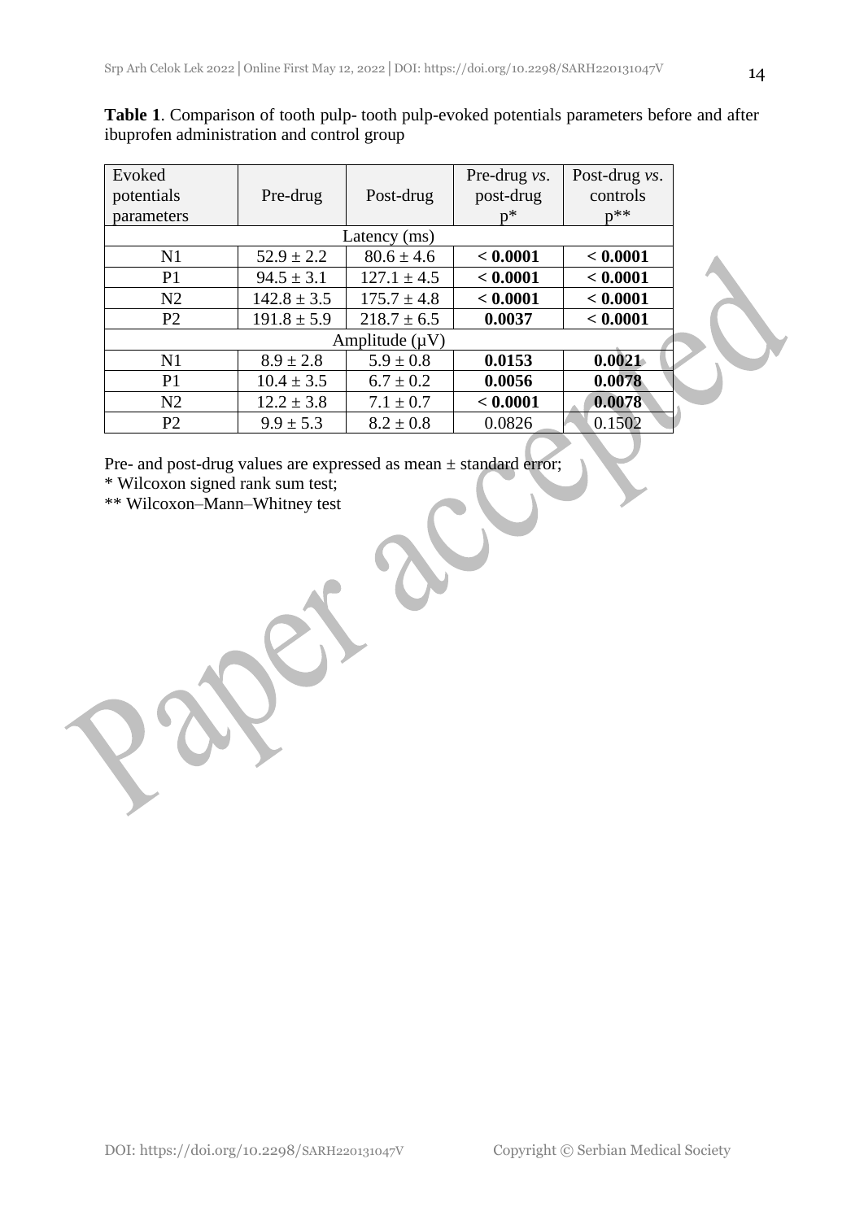**Table 1**. Comparison of tooth pulp- tooth pulp-evoked potentials parameters before and after ibuprofen administration and control group

| Evoked potentials parameters | Pre-drug | Post-drug | Pre-drug *vs*. post-drug p* | Post-drug *vs*. controls p** |
|---|---|---|---|---|
| Latency (ms) | | | | |
| N1 | 52.9 ± 2.2 | 80.6 ± 4.6 | **< 0.0001** | **< 0.0001** |
| P1 | 94.5 ± 3.1 | 127.1 ± 4.5 | **< 0.0001** | **< 0.0001** |
| N2 | 142.8 ± 3.5 | 175.7 ± 4.8 | **< 0.0001** | **< 0.0001** |
| P2 | 191.8 ± 5.9 | 218.7 ± 6.5 | **0.0037** | **< 0.0001** |
| Amplitude (µV) | | | | |
| N1 | 8.9 ± 2.8 | 5.9 ± 0.8 | **0.0153** | **0.0021** |
| P1 | 10.4 ± 3.5 | 6.7 ± 0.2 | **0.0056** | **0.0078** |
| N2 | 12.2 ± 3.8 | 7.1 ± 0.7 | **< 0.0001** | **0.0078** |
| P2 | 9.9 ± 5.3 | 8.2 ± 0.8 | 0.0826 | 0.1502 |

Pre- and post-drug values are expressed as mean ± standard error;

\* Wilcoxon signed rank sum test;

\*\* Wilcoxon–Mann–Whitney test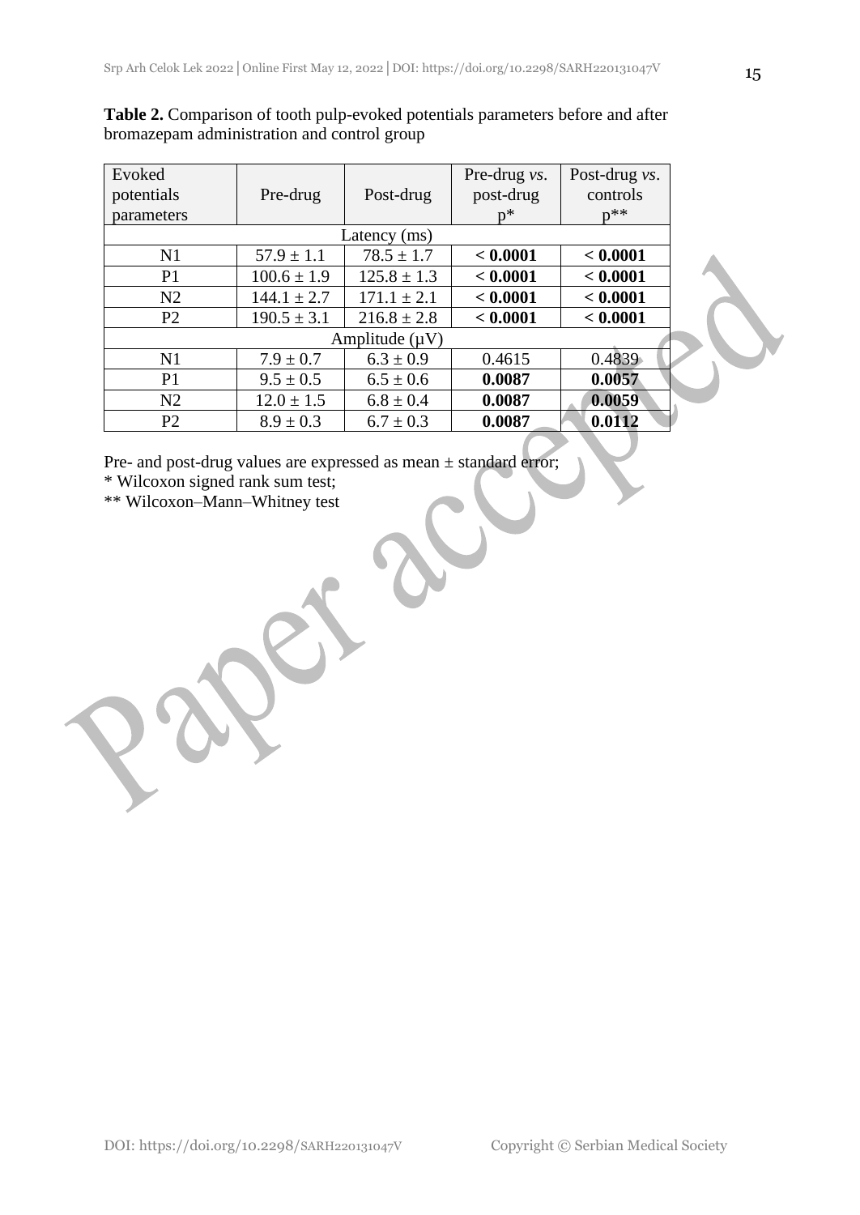**Table 2.** Comparison of tooth pulp-evoked potentials parameters before and after bromazepam administration and control group

| Evoked potentials parameters | Pre-drug | Post-drug | Pre-drug *vs.* post-drug p* | Post-drug *vs.* controls p** |
|---|---|---|---|---|
| Latency (ms) | | | | |
| N1 | 57.9 ± 1.1 | 78.5 ± 1.7 | **< 0.0001** | **< 0.0001** |
| P1 | 100.6 ± 1.9 | 125.8 ± 1.3 | **< 0.0001** | **< 0.0001** |
| N2 | 144.1 ± 2.7 | 171.1 ± 2.1 | **< 0.0001** | **< 0.0001** |
| P2 | 190.5 ± 3.1 | 216.8 ± 2.8 | **< 0.0001** | **< 0.0001** |
| Amplitude (μV) | | | | |
| N1 | 7.9 ± 0.7 | 6.3 ± 0.9 | 0.4615 | 0.4839 |
| P1 | 9.5 ± 0.5 | 6.5 ± 0.6 | **0.0087** | **0.0057** |
| N2 | 12.0 ± 1.5 | 6.8 ± 0.4 | **0.0087** | **0.0059** |
| P2 | 8.9 ± 0.3 | 6.7 ± 0.3 | **0.0087** | **0.0112** |

Pre- and post-drug values are expressed as mean ± standard error;

* Wilcoxon signed rank sum test;

** Wilcoxon–Mann–Whitney test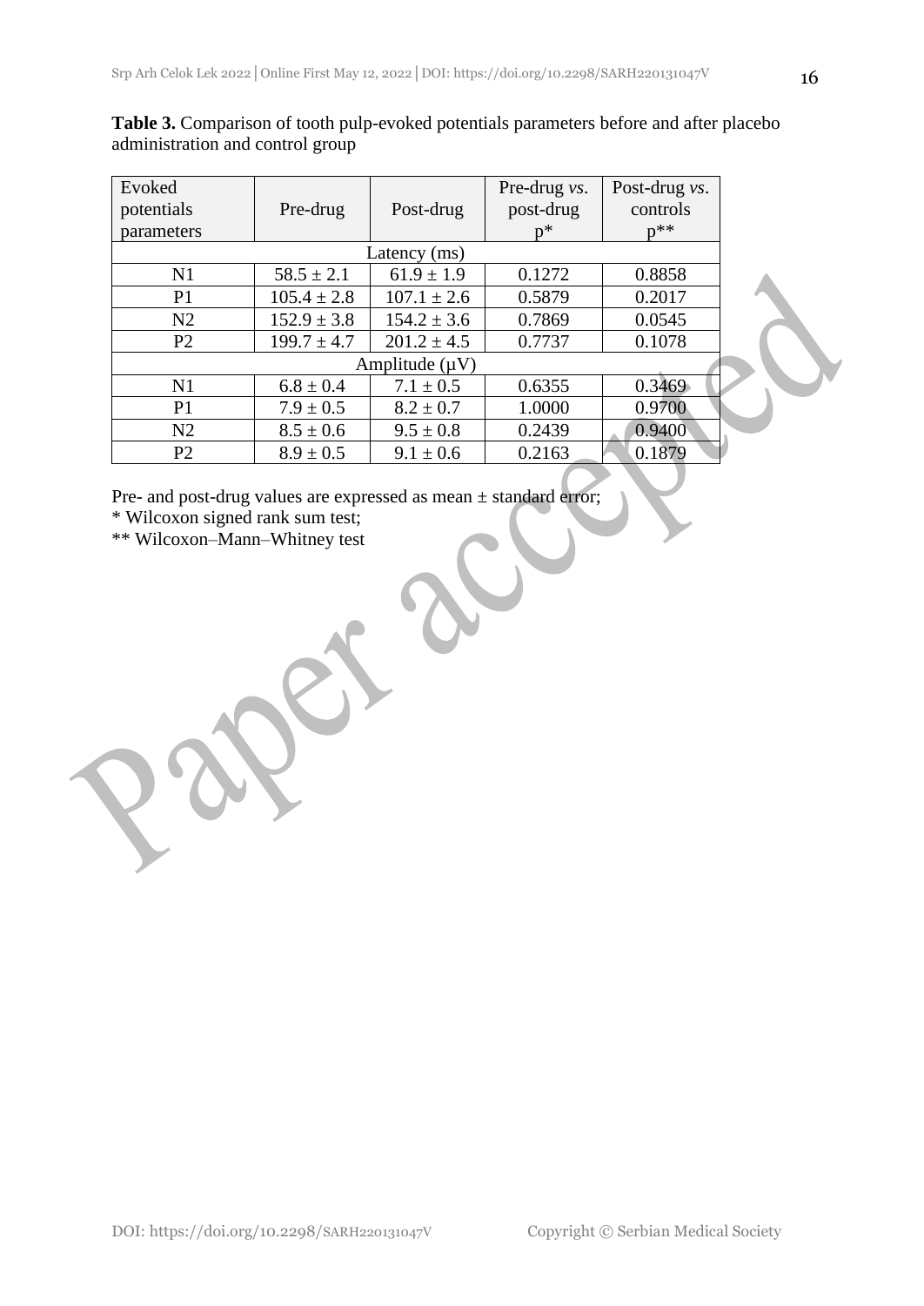**Table 3.** Comparison of tooth pulp-evoked potentials parameters before and after placebo administration and control group

| Evoked potentials parameters | Pre-drug | Post-drug | Pre-drug *vs*. post-drug p* | Post-drug *vs*. controls p** |
|---|---|---|---|---|
| Latency (ms) | | | | |
| N1 | 58.5 ± 2.1 | 61.9 ± 1.9 | 0.1272 | 0.8858 |
| P1 | 105.4 ± 2.8 | 107.1 ± 2.6 | 0.5879 | 0.2017 |
| N2 | 152.9 ± 3.8 | 154.2 ± 3.6 | 0.7869 | 0.0545 |
| P2 | 199.7 ± 4.7 | 201.2 ± 4.5 | 0.7737 | 0.1078 |
| Amplitude (μV) | | | | |
| N1 | 6.8 ± 0.4 | 7.1 ± 0.5 | 0.6355 | 0.3469 |
| P1 | 7.9 ± 0.5 | 8.2 ± 0.7 | 1.0000 | 0.9700 |
| N2 | 8.5 ± 0.6 | 9.5 ± 0.8 | 0.2439 | 0.9400 |
| P2 | 8.9 ± 0.5 | 9.1 ± 0.6 | 0.2163 | 0.1879 |

Pre- and post-drug values are expressed as mean ± standard error;

* Wilcoxon signed rank sum test;

** Wilcoxon–Mann–Whitney test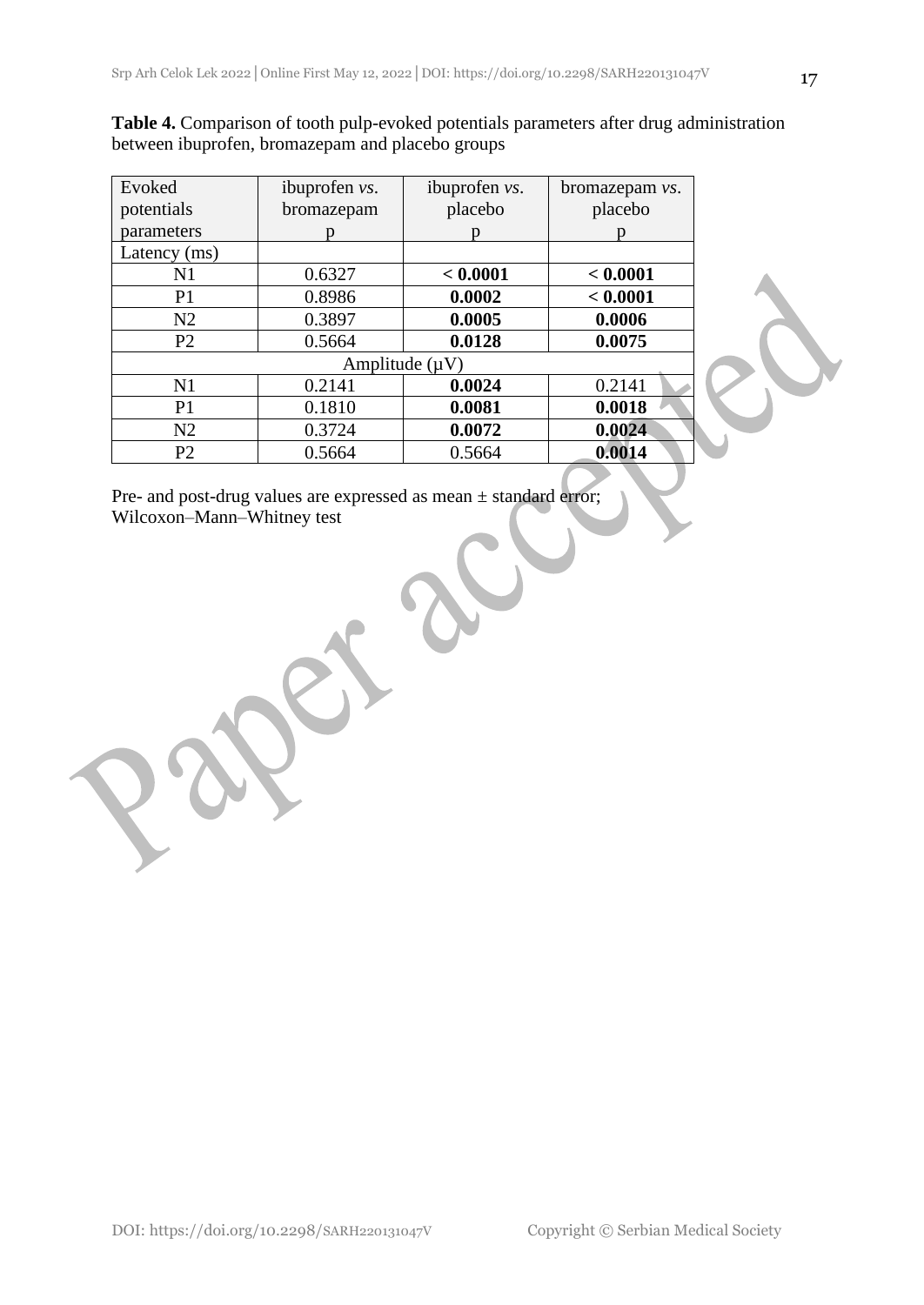**Table 4.** Comparison of tooth pulp-evoked potentials parameters after drug administration between ibuprofen, bromazepam and placebo groups

| Evoked potentials parameters | ibuprofen *vs.* bromazepam p | ibuprofen *vs.* placebo p | bromazepam *vs.* placebo p |
|---|---|---|---|
| Latency (ms) | | | |
| N1 | 0.6327 | **< 0.0001** | **< 0.0001** |
| P1 | 0.8986 | **0.0002** | **< 0.0001** |
| N2 | 0.3897 | **0.0005** | **0.0006** |
| P2 | 0.5664 | **0.0128** | **0.0075** |
| Amplitude (μV) | | | |
| N1 | 0.2141 | **0.0024** | 0.2141 |
| P1 | 0.1810 | **0.0081** | **0.0018** |
| N2 | 0.3724 | **0.0072** | **0.0024** |
| P2 | 0.5664 | 0.5664 | **0.0014** |

Pre- and post-drug values are expressed as mean ± standard error;
Wilcoxon–Mann–Whitney test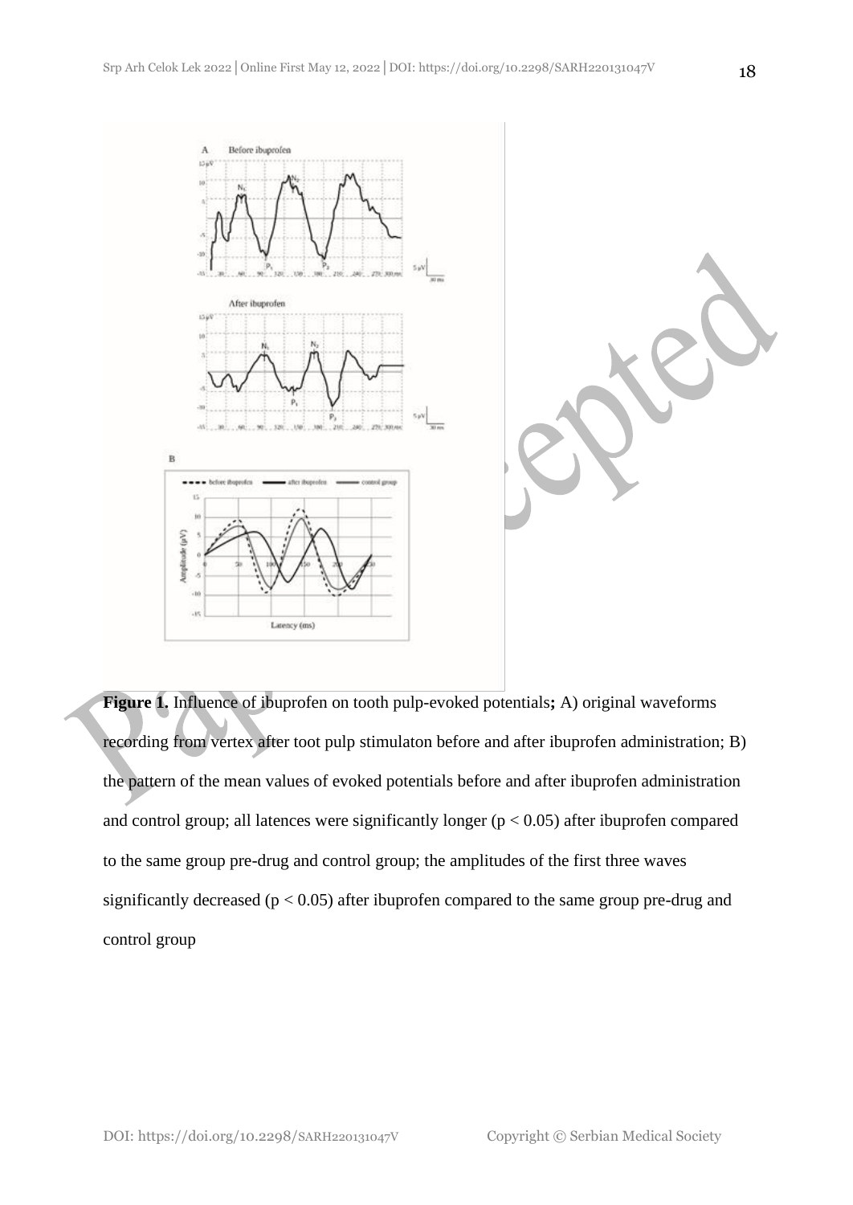**Figure 1.** Influence of ibuprofen on tooth pulp-evoked potentials**;** A) original waveforms recording from vertex after toot pulp stimulaton before and after ibuprofen administration; B) the pattern of the mean values of evoked potentials before and after ibuprofen administration and control group; all latences were significantly longer ($p < 0.05$) after ibuprofen compared to the same group pre-drug and control group; the amplitudes of the first three waves significantly decreased ($p < 0.05$) after ibuprofen compared to the same group pre-drug and control group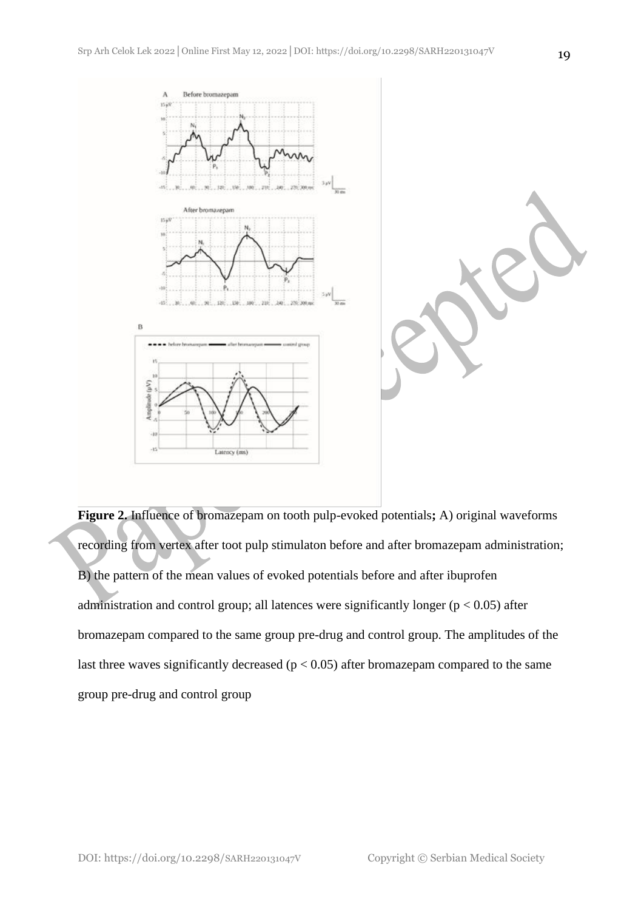**Figure 2.** Influence of bromazepam on tooth pulp-evoked potentials**;** A) original waveforms recording from vertex after toot pulp stimulaton before and after bromazepam administration; B) the pattern of the mean values of evoked potentials before and after ibuprofen administration and control group; all latences were significantly longer ($p < 0.05$) after bromazepam compared to the same group pre-drug and control group. The amplitudes of the last three waves significantly decreased ($p < 0.05$) after bromazepam compared to the same group pre-drug and control group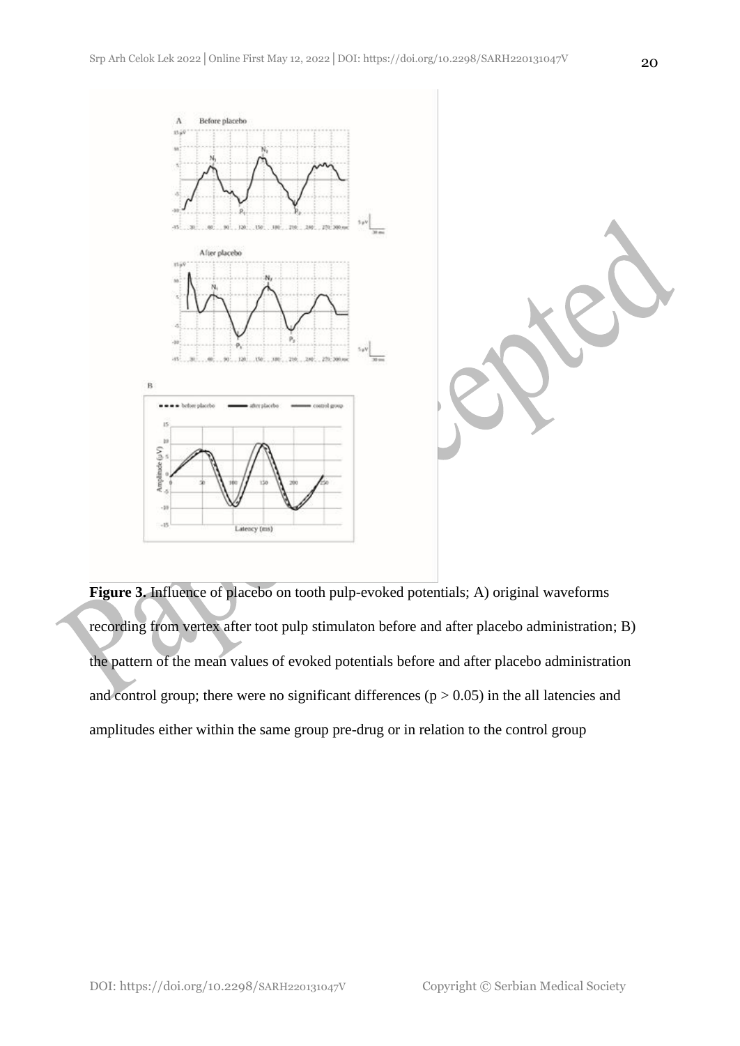**Figure 3.** Influence of placebo on tooth pulp-evoked potentials; A) original waveforms recording from vertex after toot pulp stimulaton before and after placebo administration; B) the pattern of the mean values of evoked potentials before and after placebo administration and control group; there were no significant differences ($p > 0.05$) in the all latencies and amplitudes either within the same group pre-drug or in relation to the control group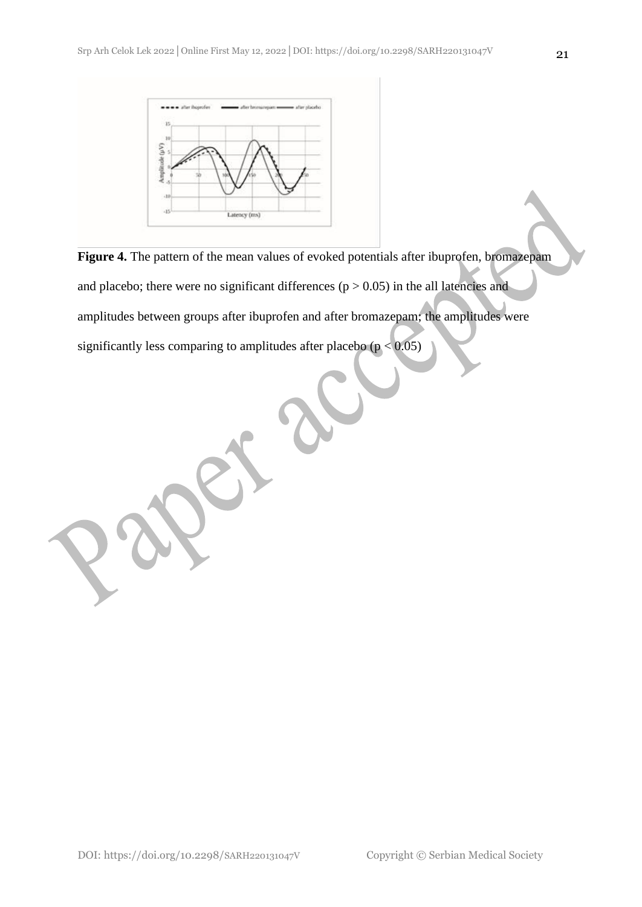after ibuprofen — after bromazepam — after placebo

15
10
5
0
-5
-10
-15

Amplitude (μV)

0 50 100 150 200 250

Latency (ms)

**Figure 4.** The pattern of the mean values of evoked potentials after ibuprofen, bromazepam and placebo; there were no significant differences ($p > 0.05$) in the all latencies and amplitudes between groups after ibuprofen and after bromazepam; the amplitudes were significantly less comparing to amplitudes after placebo ($p < 0.05$)